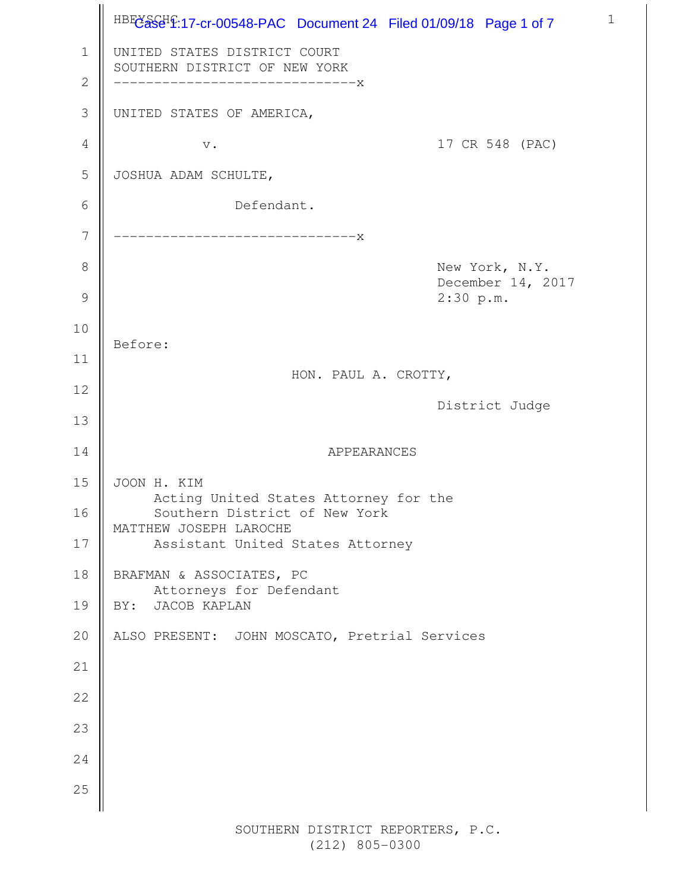UNITED STATES DISTRICT COURT
SOUTHERN DISTRICT OF NEW YORK

------------------------------x

UNITED STATES OF AMERICA,

v. 17 CR 548 (PAC)

JOSHUA ADAM SCHULTE,

Defendant.

------------------------------x

New York, N.Y.
December 14, 2017
2:30 p.m.

Before:

HON. PAUL A. CROTTY,

District Judge

APPEARANCES

JOON H. KIM
Acting United States Attorney for the
Southern District of New York
MATTHEW JOSEPH LAROCHE
Assistant United States Attorney

BRAFMAN & ASSOCIATES, PC
Attorneys for Defendant
BY: JACOB KAPLAN

ALSO PRESENT: JOHN MOSCATO, Pretrial Services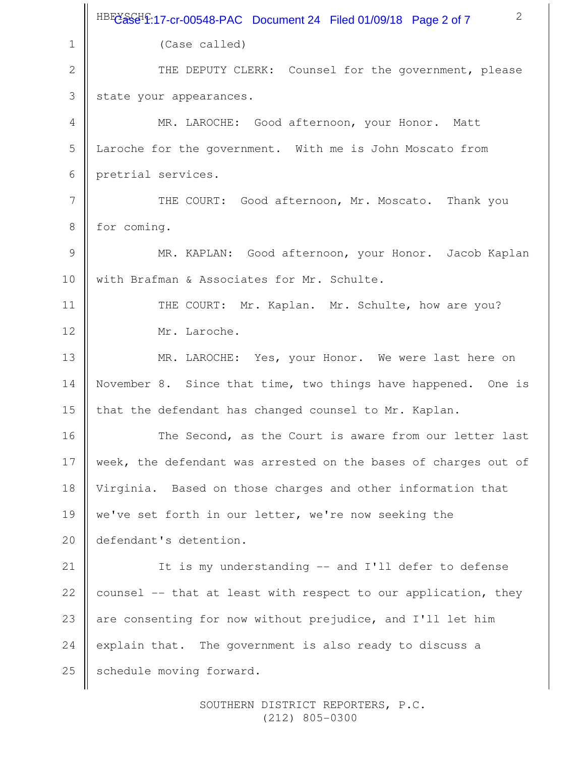(Case called)

THE DEPUTY CLERK: Counsel for the government, please state your appearances.

MR. LAROCHE: Good afternoon, your Honor. Matt Laroche for the government. With me is John Moscato from pretrial services.

THE COURT: Good afternoon, Mr. Moscato. Thank you for coming.

MR. KAPLAN: Good afternoon, your Honor. Jacob Kaplan with Brafman & Associates for Mr. Schulte.

THE COURT: Mr. Kaplan. Mr. Schulte, how are you? Mr. Laroche.

MR. LAROCHE: Yes, your Honor. We were last here on November 8. Since that time, two things have happened. One is that the defendant has changed counsel to Mr. Kaplan.

The Second, as the Court is aware from our letter last week, the defendant was arrested on the bases of charges out of Virginia. Based on those charges and other information that we've set forth in our letter, we're now seeking the defendant's detention.

It is my understanding -- and I'll defer to defense counsel -- that at least with respect to our application, they are consenting for now without prejudice, and I'll let him explain that. The government is also ready to discuss a schedule moving forward.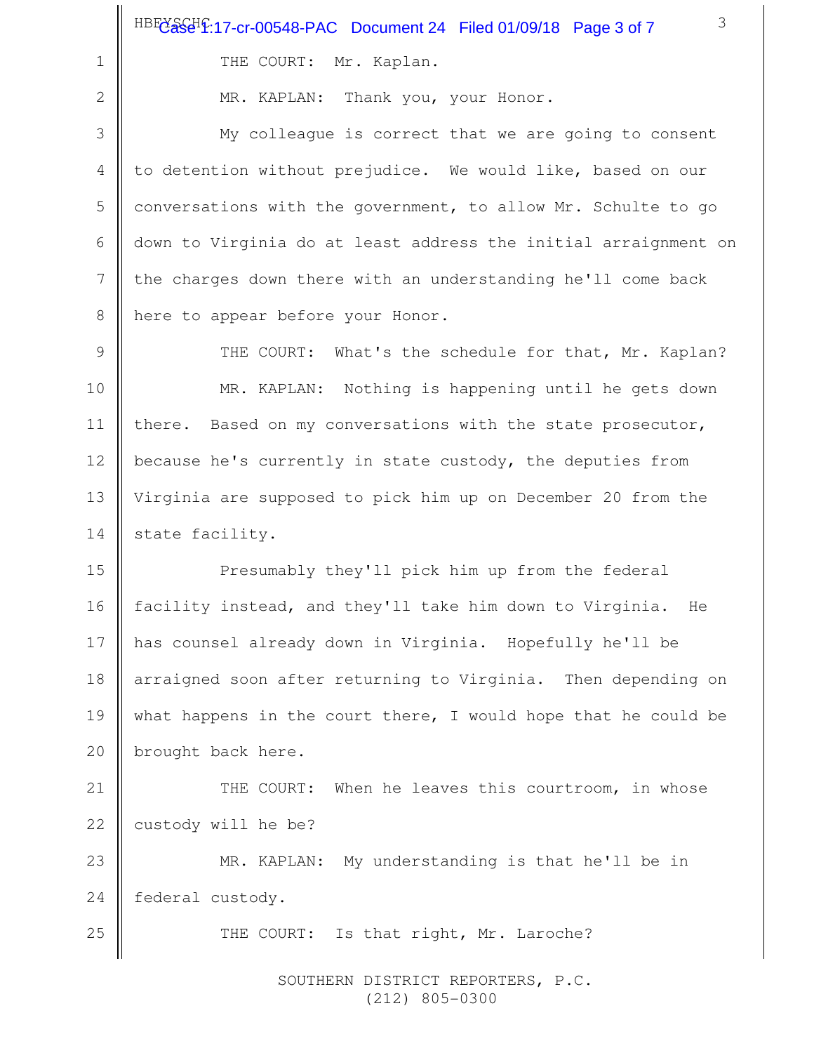THE COURT: Mr. Kaplan.

MR. KAPLAN: Thank you, your Honor.

My colleague is correct that we are going to consent to detention without prejudice. We would like, based on our conversations with the government, to allow Mr. Schulte to go down to Virginia do at least address the initial arraignment on the charges down there with an understanding he'll come back here to appear before your Honor.

THE COURT: What's the schedule for that, Mr. Kaplan?

MR. KAPLAN: Nothing is happening until he gets down there. Based on my conversations with the state prosecutor, because he's currently in state custody, the deputies from Virginia are supposed to pick him up on December 20 from the state facility.

Presumably they'll pick him up from the federal facility instead, and they'll take him down to Virginia. He has counsel already down in Virginia. Hopefully he'll be arraigned soon after returning to Virginia. Then depending on what happens in the court there, I would hope that he could be brought back here.

THE COURT: When he leaves this courtroom, in whose custody will he be?

MR. KAPLAN: My understanding is that he'll be in federal custody.

THE COURT: Is that right, Mr. Laroche?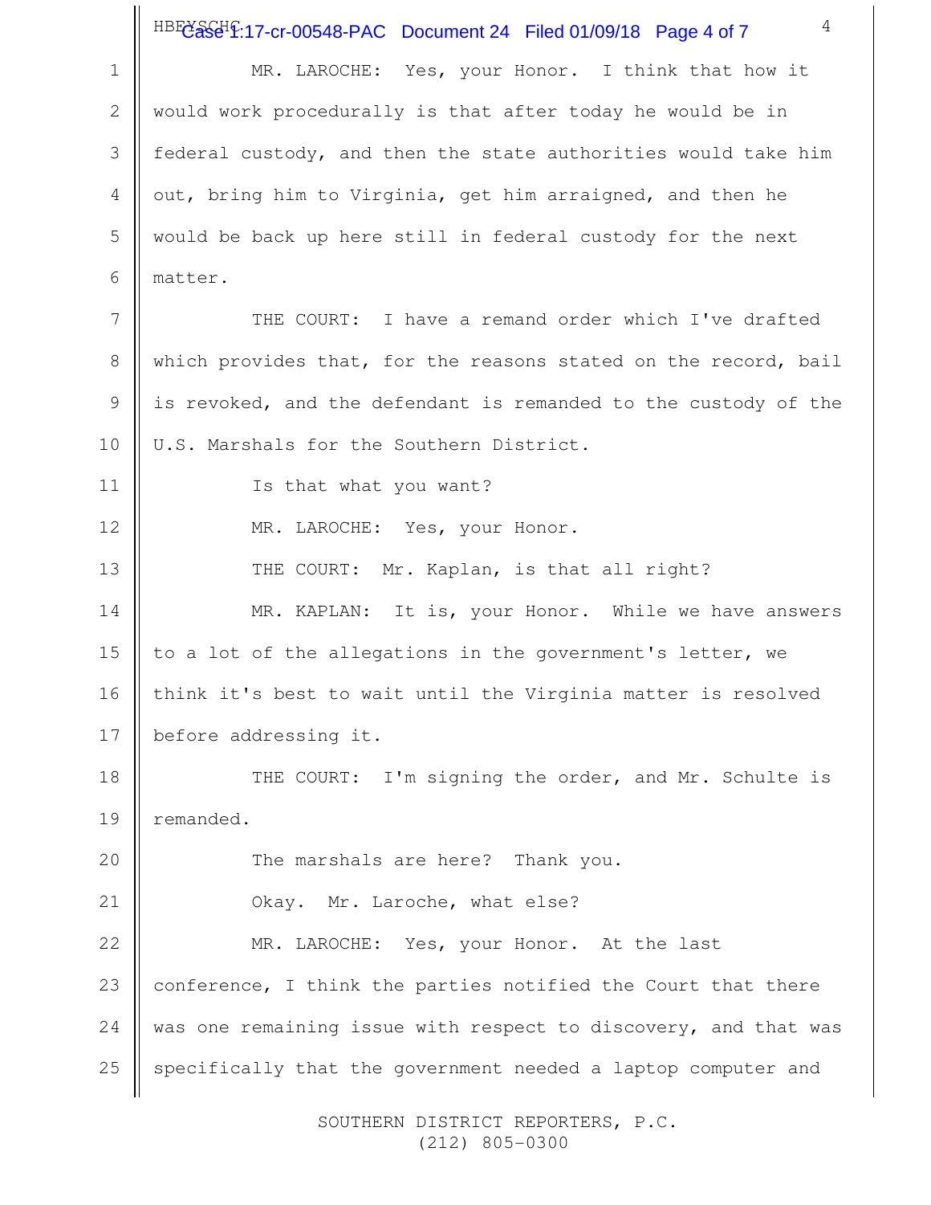MR. LAROCHE: Yes, your Honor. I think that how it would work procedurally is that after today he would be in federal custody, and then the state authorities would take him out, bring him to Virginia, get him arraigned, and then he would be back up here still in federal custody for the next matter.

THE COURT: I have a remand order which I've drafted which provides that, for the reasons stated on the record, bail is revoked, and the defendant is remanded to the custody of the U.S. Marshals for the Southern District.

Is that what you want?

MR. LAROCHE: Yes, your Honor.

THE COURT: Mr. Kaplan, is that all right?

MR. KAPLAN: It is, your Honor. While we have answers to a lot of the allegations in the government's letter, we think it's best to wait until the Virginia matter is resolved before addressing it.

THE COURT: I'm signing the order, and Mr. Schulte is remanded.

The marshals are here? Thank you.

Okay. Mr. Laroche, what else?

MR. LAROCHE: Yes, your Honor. At the last conference, I think the parties notified the Court that there was one remaining issue with respect to discovery, and that was specifically that the government needed a laptop computer and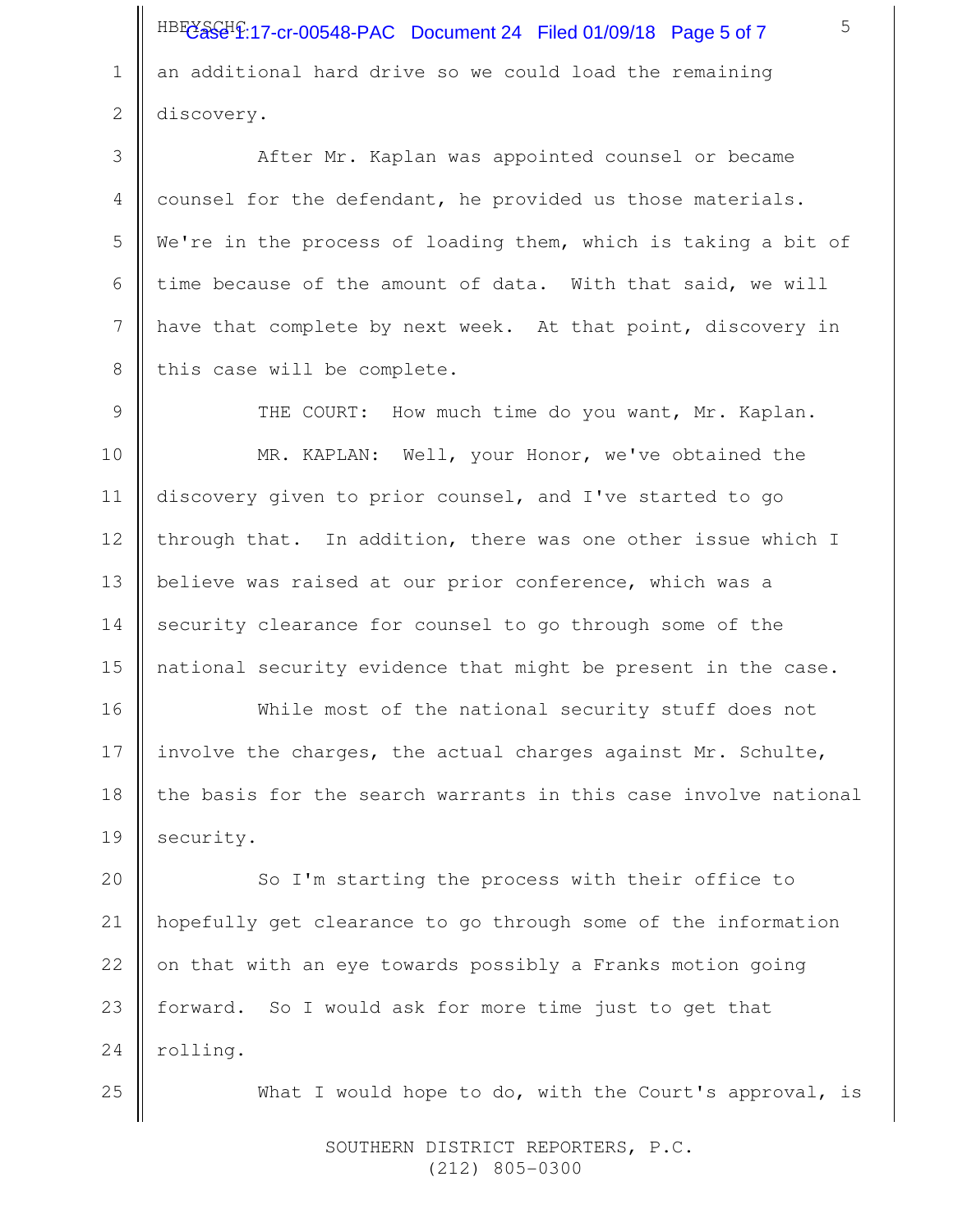an additional hard drive so we could load the remaining discovery.

After Mr. Kaplan was appointed counsel or became counsel for the defendant, he provided us those materials. We're in the process of loading them, which is taking a bit of time because of the amount of data. With that said, we will have that complete by next week. At that point, discovery in this case will be complete.

THE COURT: How much time do you want, Mr. Kaplan.

MR. KAPLAN: Well, your Honor, we've obtained the discovery given to prior counsel, and I've started to go through that. In addition, there was one other issue which I believe was raised at our prior conference, which was a security clearance for counsel to go through some of the national security evidence that might be present in the case.

While most of the national security stuff does not involve the charges, the actual charges against Mr. Schulte, the basis for the search warrants in this case involve national security.

So I'm starting the process with their office to hopefully get clearance to go through some of the information on that with an eye towards possibly a Franks motion going forward. So I would ask for more time just to get that rolling.

What I would hope to do, with the Court's approval, is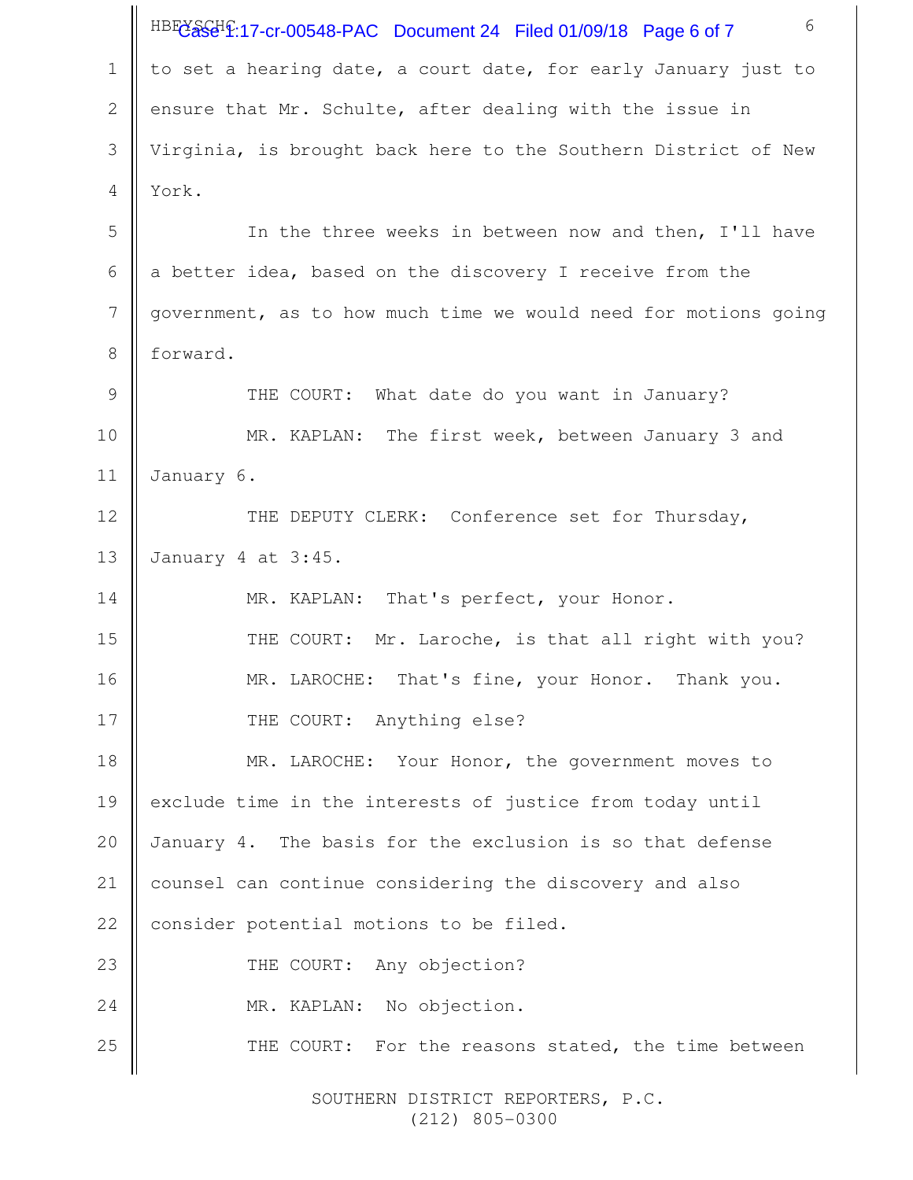to set a hearing date, a court date, for early January just to ensure that Mr. Schulte, after dealing with the issue in Virginia, is brought back here to the Southern District of New York.

In the three weeks in between now and then, I'll have a better idea, based on the discovery I receive from the government, as to how much time we would need for motions going forward.

THE COURT: What date do you want in January?

MR. KAPLAN: The first week, between January 3 and January 6.

THE DEPUTY CLERK: Conference set for Thursday, January 4 at 3:45.

MR. KAPLAN: That's perfect, your Honor.

THE COURT: Mr. Laroche, is that all right with you?

MR. LAROCHE: That's fine, your Honor. Thank you.

THE COURT: Anything else?

MR. LAROCHE: Your Honor, the government moves to exclude time in the interests of justice from today until January 4. The basis for the exclusion is so that defense counsel can continue considering the discovery and also consider potential motions to be filed.

THE COURT: Any objection?

MR. KAPLAN: No objection.

THE COURT: For the reasons stated, the time between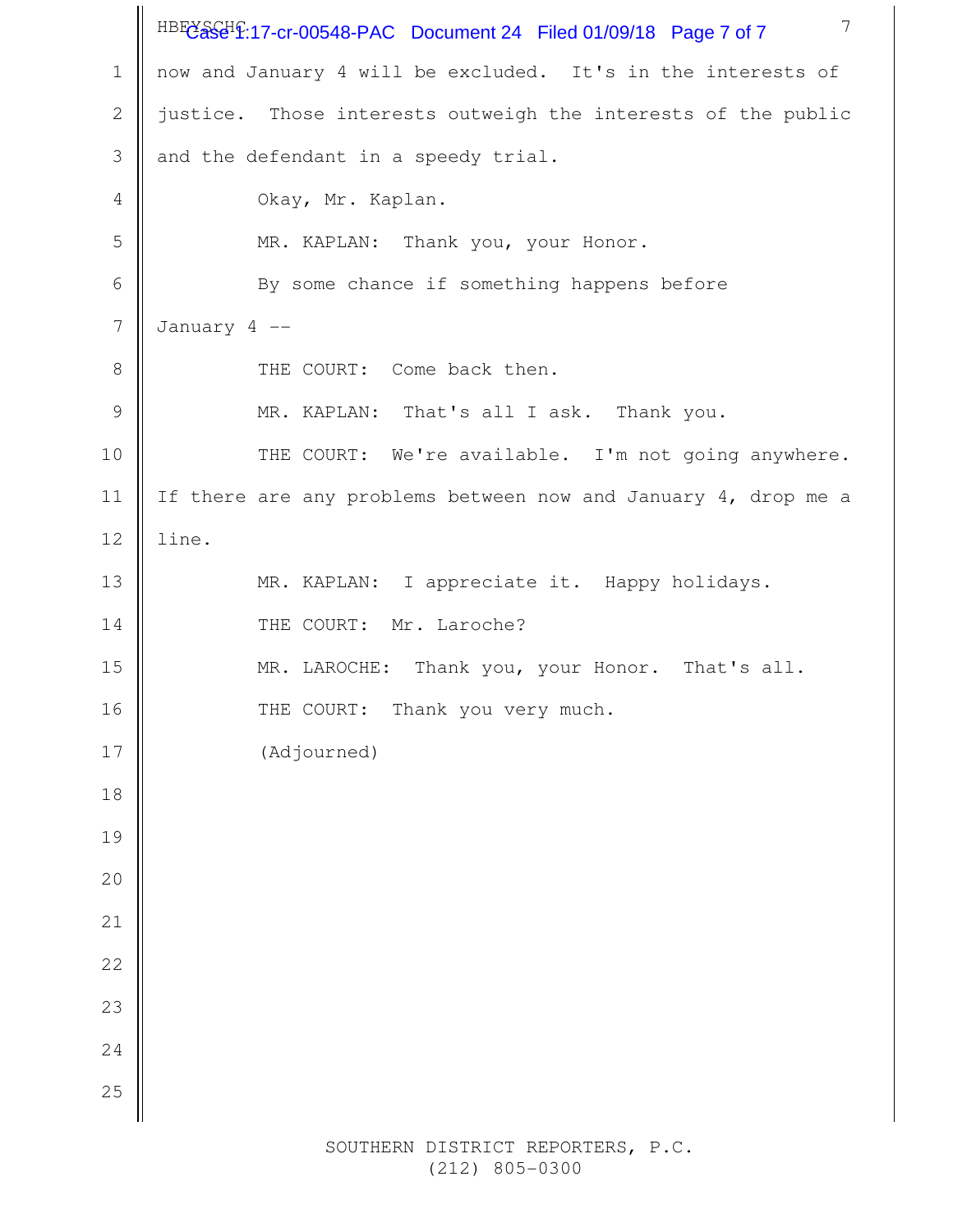now and January 4 will be excluded. It's in the interests of justice. Those interests outweigh the interests of the public and the defendant in a speedy trial.

Okay, Mr. Kaplan.

MR. KAPLAN: Thank you, your Honor.

By some chance if something happens before January 4 --

THE COURT: Come back then.

MR. KAPLAN: That's all I ask. Thank you.

THE COURT: We're available. I'm not going anywhere. If there are any problems between now and January 4, drop me a line.

MR. KAPLAN: I appreciate it. Happy holidays.

THE COURT: Mr. Laroche?

MR. LAROCHE: Thank you, your Honor. That's all.

THE COURT: Thank you very much.

(Adjourned)